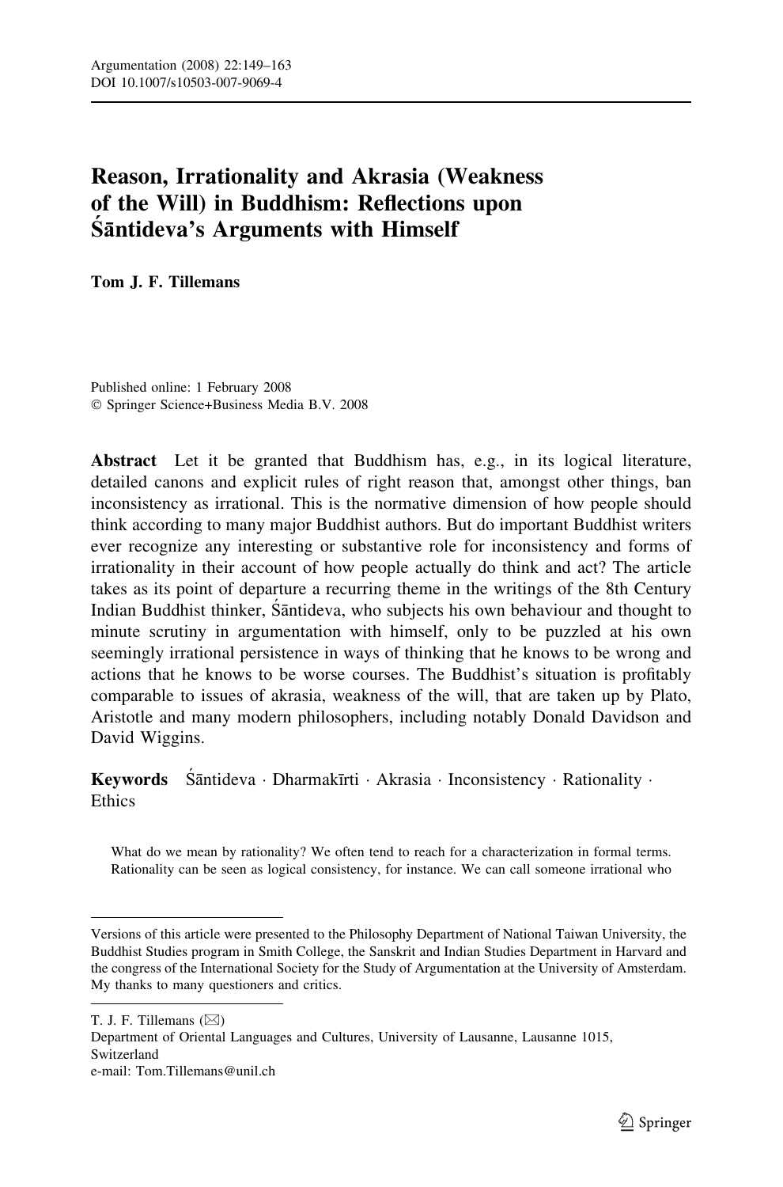# Reason, Irrationality and Akrasia (Weakness of the Will) in Buddhism: Reflections upon Śāntideva's Arguments with Himself

**Tom J. F. Tillemans**

Published online: 1 February 2008
© Springer Science+Business Media B.V. 2008

**Abstract** Let it be granted that Buddhism has, e.g., in its logical literature, detailed canons and explicit rules of right reason that, amongst other things, ban inconsistency as irrational. This is the normative dimension of how people should think according to many major Buddhist authors. But do important Buddhist writers ever recognize any interesting or substantive role for inconsistency and forms of irrationality in their account of how people actually do think and act? The article takes as its point of departure a recurring theme in the writings of the 8th Century Indian Buddhist thinker, Śāntideva, who subjects his own behaviour and thought to minute scrutiny in argumentation with himself, only to be puzzled at his own seemingly irrational persistence in ways of thinking that he knows to be wrong and actions that he knows to be worse courses. The Buddhist's situation is profitably comparable to issues of akrasia, weakness of the will, that are taken up by Plato, Aristotle and many modern philosophers, including notably Donald Davidson and David Wiggins.

**Keywords** Śāntideva · Dharmakīrti · Akrasia · Inconsistency · Rationality · Ethics

What do we mean by rationality? We often tend to reach for a characterization in formal terms. Rationality can be seen as logical consistency, for instance. We can call someone irrational who

---

Versions of this article were presented to the Philosophy Department of National Taiwan University, the Buddhist Studies program in Smith College, the Sanskrit and Indian Studies Department in Harvard and the congress of the International Society for the Study of Argumentation at the University of Amsterdam. My thanks to many questioners and critics.

T. J. F. Tillemans (✉)
Department of Oriental Languages and Cultures, University of Lausanne, Lausanne 1015, Switzerland
e-mail: Tom.Tillemans@unil.ch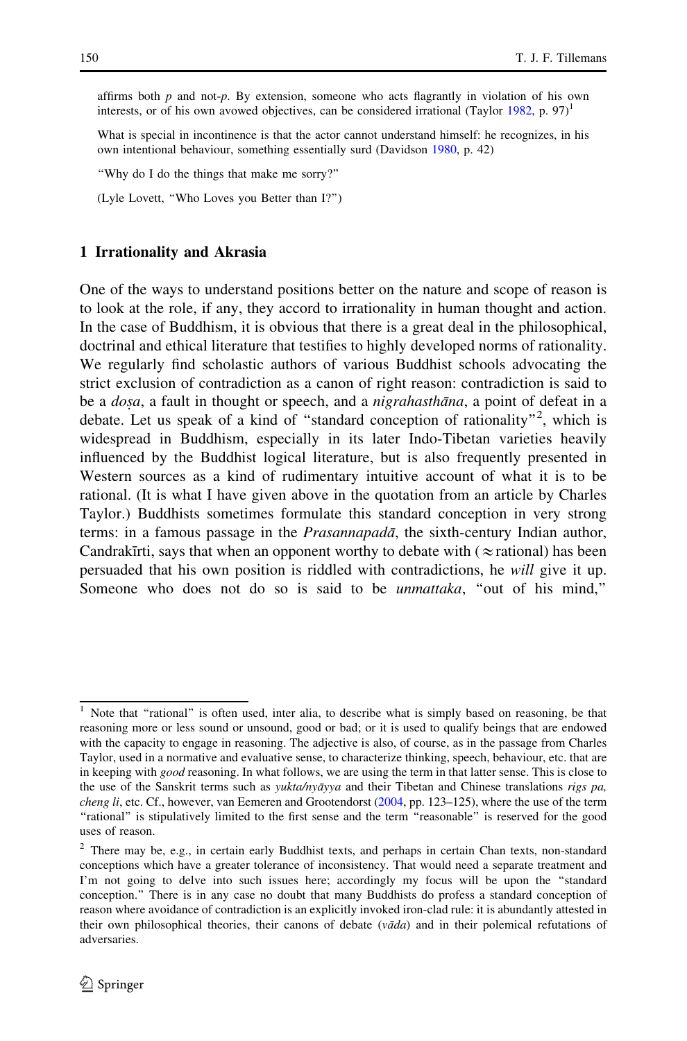affirms both *p* and not-*p*. By extension, someone who acts flagrantly in violation of his own interests, or of his own avowed objectives, can be considered irrational (Taylor 1982, p. 97)[1]

What is special in incontinence is that the actor cannot understand himself: he recognizes, in his own intentional behaviour, something essentially surd (Davidson 1980, p. 42)

"Why do I do the things that make me sorry?"

(Lyle Lovett, "Who Loves you Better than I?")

## 1 Irrationality and Akrasia

One of the ways to understand positions better on the nature and scope of reason is to look at the role, if any, they accord to irrationality in human thought and action. In the case of Buddhism, it is obvious that there is a great deal in the philosophical, doctrinal and ethical literature that testifies to highly developed norms of rationality. We regularly find scholastic authors of various Buddhist schools advocating the strict exclusion of contradiction as a canon of right reason: contradiction is said to be a *doṣa*, a fault in thought or speech, and a *nigrahasthāna*, a point of defeat in a debate. Let us speak of a kind of "standard conception of rationality"[2], which is widespread in Buddhism, especially in its later Indo-Tibetan varieties heavily influenced by the Buddhist logical literature, but is also frequently presented in Western sources as a kind of rudimentary intuitive account of what it is to be rational. (It is what I have given above in the quotation from an article by Charles Taylor.) Buddhists sometimes formulate this standard conception in very strong terms: in a famous passage in the *Prasannapadā*, the sixth-century Indian author, Candrakīrti, says that when an opponent worthy to debate with ($\approx$rational) has been persuaded that his own position is riddled with contradictions, he *will* give it up. Someone who does not do so is said to be *unmattaka*, "out of his mind,"

---

[1] Note that "rational" is often used, inter alia, to describe what is simply based on reasoning, be that reasoning more or less sound or unsound, good or bad; or it is used to qualify beings that are endowed with the capacity to engage in reasoning. The adjective is also, of course, as in the passage from Charles Taylor, used in a normative and evaluative sense, to characterize thinking, speech, behaviour, etc. that are in keeping with *good* reasoning. In what follows, we are using the term in that latter sense. This is close to the use of the Sanskrit terms such as *yukta/nyāyya* and their Tibetan and Chinese translations *rigs pa, cheng li*, etc. Cf., however, van Eemeren and Grootendorst (2004, pp. 123–125), where the use of the term "rational" is stipulatively limited to the first sense and the term "reasonable" is reserved for the good uses of reason.

[2] There may be, e.g., in certain early Buddhist texts, and perhaps in certain Chan texts, non-standard conceptions which have a greater tolerance of inconsistency. That would need a separate treatment and I'm not going to delve into such issues here; accordingly my focus will be upon the "standard conception." There is in any case no doubt that many Buddhists do profess a standard conception of reason where avoidance of contradiction is an explicitly invoked iron-clad rule: it is abundantly attested in their own philosophical theories, their canons of debate (*vāda*) and in their polemical refutations of adversaries.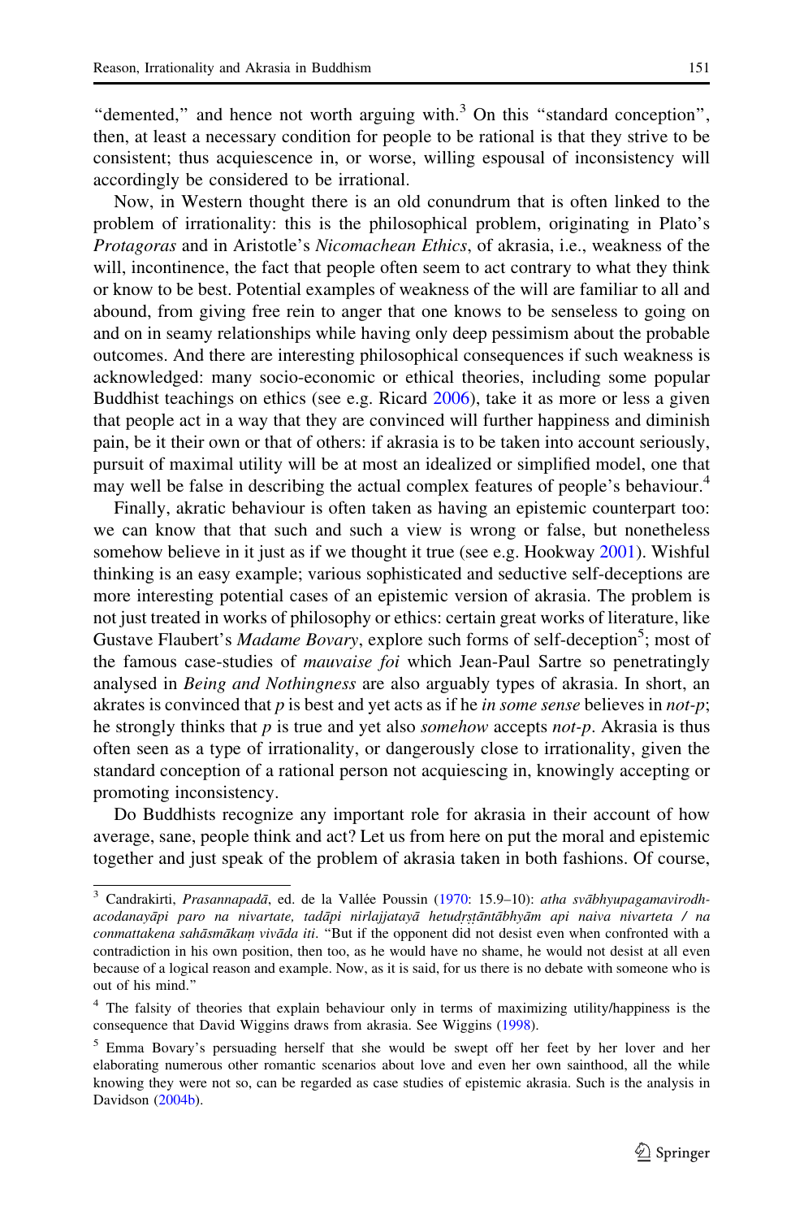"demented," and hence not worth arguing with.[3] On this "standard conception", then, at least a necessary condition for people to be rational is that they strive to be consistent; thus acquiescence in, or worse, willing espousal of inconsistency will accordingly be considered to be irrational.

Now, in Western thought there is an old conundrum that is often linked to the problem of irrationality: this is the philosophical problem, originating in Plato's *Protagoras* and in Aristotle's *Nicomachean Ethics*, of akrasia, i.e., weakness of the will, incontinence, the fact that people often seem to act contrary to what they think or know to be best. Potential examples of weakness of the will are familiar to all and abound, from giving free rein to anger that one knows to be senseless to going on and on in seamy relationships while having only deep pessimism about the probable outcomes. And there are interesting philosophical consequences if such weakness is acknowledged: many socio-economic or ethical theories, including some popular Buddhist teachings on ethics (see e.g. Ricard 2006), take it as more or less a given that people act in a way that they are convinced will further happiness and diminish pain, be it their own or that of others: if akrasia is to be taken into account seriously, pursuit of maximal utility will be at most an idealized or simplified model, one that may well be false in describing the actual complex features of people's behaviour.[4]

Finally, akratic behaviour is often taken as having an epistemic counterpart too: we can know that that such and such a view is wrong or false, but nonetheless somehow believe in it just as if we thought it true (see e.g. Hookway 2001). Wishful thinking is an easy example; various sophisticated and seductive self-deceptions are more interesting potential cases of an epistemic version of akrasia. The problem is not just treated in works of philosophy or ethics: certain great works of literature, like Gustave Flaubert's *Madame Bovary*, explore such forms of self-deception[5]; most of the famous case-studies of *mauvaise foi* which Jean-Paul Sartre so penetratingly analysed in *Being and Nothingness* are also arguably types of akrasia. In short, an akrates is convinced that *p* is best and yet acts as if he *in some sense* believes in *not-p*; he strongly thinks that *p* is true and yet also *somehow* accepts *not-p*. Akrasia is thus often seen as a type of irrationality, or dangerously close to irrationality, given the standard conception of a rational person not acquiescing in, knowingly accepting or promoting inconsistency.

Do Buddhists recognize any important role for akrasia in their account of how average, sane, people think and act? Let us from here on put the moral and epistemic together and just speak of the problem of akrasia taken in both fashions. Of course,

---

[3] Candrakirti, *Prasannapadā*, ed. de la Vallée Poussin (1970: 15.9–10): *atha svābhyupagamavirodhacodanayāpi paro na nivartate, tadāpi nirlajjatayā hetudṛṣṭāntābhyām api naiva nivarteta / na conmattakena sahāsmākaṃ vivāda iti*. "But if the opponent did not desist even when confronted with a contradiction in his own position, then too, as he would have no shame, he would not desist at all even because of a logical reason and example. Now, as it is said, for us there is no debate with someone who is out of his mind."

[4] The falsity of theories that explain behaviour only in terms of maximizing utility/happiness is the consequence that David Wiggins draws from akrasia. See Wiggins (1998).

[5] Emma Bovary's persuading herself that she would be swept off her feet by her lover and her elaborating numerous other romantic scenarios about love and even her own sainthood, all the while knowing they were not so, can be regarded as case studies of epistemic akrasia. Such is the analysis in Davidson (2004b).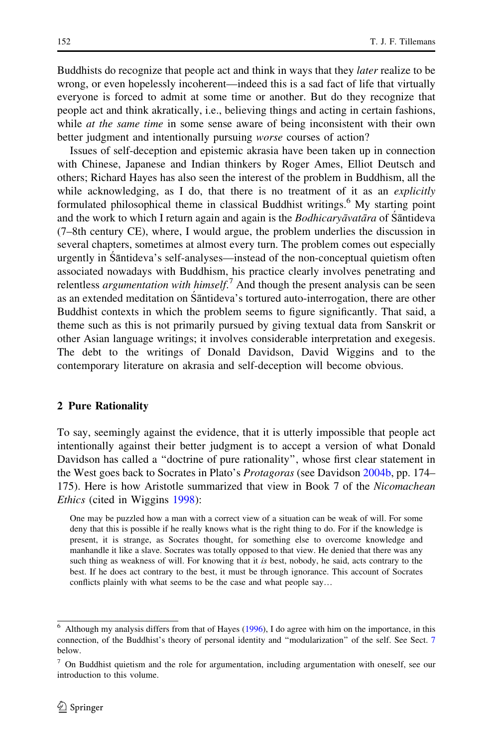Buddhists do recognize that people act and think in ways that they *later* realize to be wrong, or even hopelessly incoherent—indeed this is a sad fact of life that virtually everyone is forced to admit at some time or another. But do they recognize that people act and think akratically, i.e., believing things and acting in certain fashions, while *at the same time* in some sense aware of being inconsistent with their own better judgment and intentionally pursuing *worse* courses of action?

Issues of self-deception and epistemic akrasia have been taken up in connection with Chinese, Japanese and Indian thinkers by Roger Ames, Elliot Deutsch and others; Richard Hayes has also seen the interest of the problem in Buddhism, all the while acknowledging, as I do, that there is no treatment of it as an *explicitly* formulated philosophical theme in classical Buddhist writings.[6] My starting point and the work to which I return again and again is the *Bodhicaryāvatāra* of Śāntideva (7–8th century CE), where, I would argue, the problem underlies the discussion in several chapters, sometimes at almost every turn. The problem comes out especially urgently in Śāntideva's self-analyses—instead of the non-conceptual quietism often associated nowadays with Buddhism, his practice clearly involves penetrating and relentless *argumentation with himself*.[7] And though the present analysis can be seen as an extended meditation on Śāntideva's tortured auto-interrogation, there are other Buddhist contexts in which the problem seems to figure significantly. That said, a theme such as this is not primarily pursued by giving textual data from Sanskrit or other Asian language writings; it involves considerable interpretation and exegesis. The debt to the writings of Donald Davidson, David Wiggins and to the contemporary literature on akrasia and self-deception will become obvious.

## 2 Pure Rationality

To say, seemingly against the evidence, that it is utterly impossible that people act intentionally against their better judgment is to accept a version of what Donald Davidson has called a "doctrine of pure rationality", whose first clear statement in the West goes back to Socrates in Plato's *Protagoras* (see Davidson 2004b, pp. 174–175). Here is how Aristotle summarized that view in Book 7 of the *Nicomachean Ethics* (cited in Wiggins 1998):

> One may be puzzled how a man with a correct view of a situation can be weak of will. For some deny that this is possible if he really knows what is the right thing to do. For if the knowledge is present, it is strange, as Socrates thought, for something else to overcome knowledge and manhandle it like a slave. Socrates was totally opposed to that view. He denied that there was any such thing as weakness of will. For knowing that it *is* best, nobody, he said, acts contrary to the best. If he does act contrary to the best, it must be through ignorance. This account of Socrates conflicts plainly with what seems to be the case and what people say…

---

[6] Although my analysis differs from that of Hayes (1996), I do agree with him on the importance, in this connection, of the Buddhist's theory of personal identity and "modularization" of the self. See Sect. 7 below.

[7] On Buddhist quietism and the role for argumentation, including argumentation with oneself, see our introduction to this volume.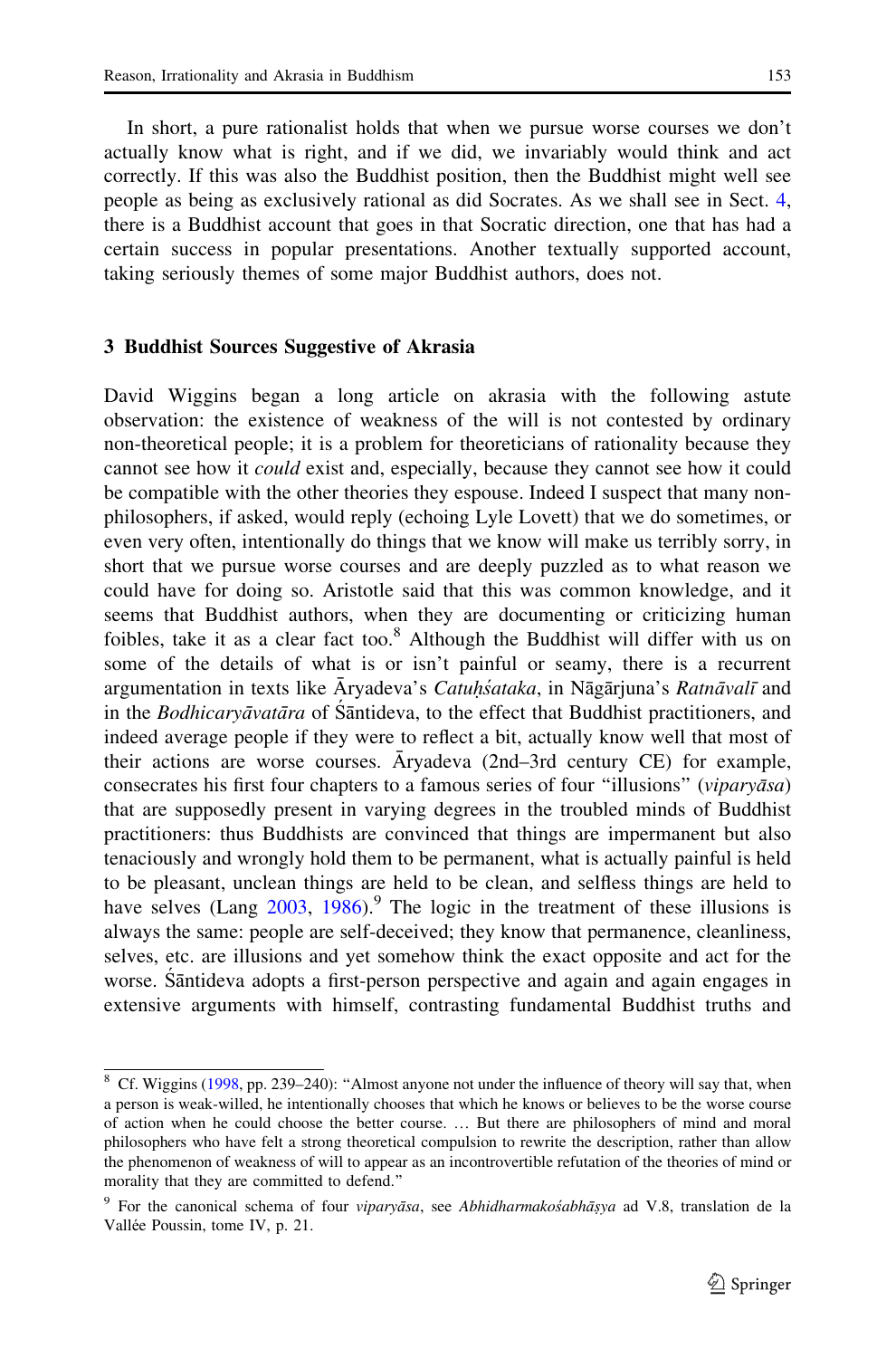In short, a pure rationalist holds that when we pursue worse courses we don't actually know what is right, and if we did, we invariably would think and act correctly. If this was also the Buddhist position, then the Buddhist might well see people as being as exclusively rational as did Socrates. As we shall see in Sect. 4, there is a Buddhist account that goes in that Socratic direction, one that has had a certain success in popular presentations. Another textually supported account, taking seriously themes of some major Buddhist authors, does not.

## 3 Buddhist Sources Suggestive of Akrasia

David Wiggins began a long article on akrasia with the following astute observation: the existence of weakness of the will is not contested by ordinary non-theoretical people; it is a problem for theoreticians of rationality because they cannot see how it *could* exist and, especially, because they cannot see how it could be compatible with the other theories they espouse. Indeed I suspect that many non-philosophers, if asked, would reply (echoing Lyle Lovett) that we do sometimes, or even very often, intentionally do things that we know will make us terribly sorry, in short that we pursue worse courses and are deeply puzzled as to what reason we could have for doing so. Aristotle said that this was common knowledge, and it seems that Buddhist authors, when they are documenting or criticizing human foibles, take it as a clear fact too.[8] Although the Buddhist will differ with us on some of the details of what is or isn't painful or seamy, there is a recurrent argumentation in texts like Āryadeva's *Catuḥśataka*, in Nāgārjuna's *Ratnāvalī* and in the *Bodhicaryāvatāra* of Śāntideva, to the effect that Buddhist practitioners, and indeed average people if they were to reflect a bit, actually know well that most of their actions are worse courses. Āryadeva (2nd–3rd century CE) for example, consecrates his first four chapters to a famous series of four "illusions" (*viparyāsa*) that are supposedly present in varying degrees in the troubled minds of Buddhist practitioners: thus Buddhists are convinced that things are impermanent but also tenaciously and wrongly hold them to be permanent, what is actually painful is held to be pleasant, unclean things are held to be clean, and selfless things are held to have selves (Lang 2003, 1986).[9] The logic in the treatment of these illusions is always the same: people are self-deceived; they know that permanence, cleanliness, selves, etc. are illusions and yet somehow think the exact opposite and act for the worse. Śāntideva adopts a first-person perspective and again and again engages in extensive arguments with himself, contrasting fundamental Buddhist truths and

---

[8] Cf. Wiggins (1998, pp. 239–240): "Almost anyone not under the influence of theory will say that, when a person is weak-willed, he intentionally chooses that which he knows or believes to be the worse course of action when he could choose the better course. … But there are philosophers of mind and moral philosophers who have felt a strong theoretical compulsion to rewrite the description, rather than allow the phenomenon of weakness of will to appear as an incontrovertible refutation of the theories of mind or morality that they are committed to defend."

[9] For the canonical schema of four *viparyāsa*, see *Abhidharmakośabhāṣya* ad V.8, translation de la Vallée Poussin, tome IV, p. 21.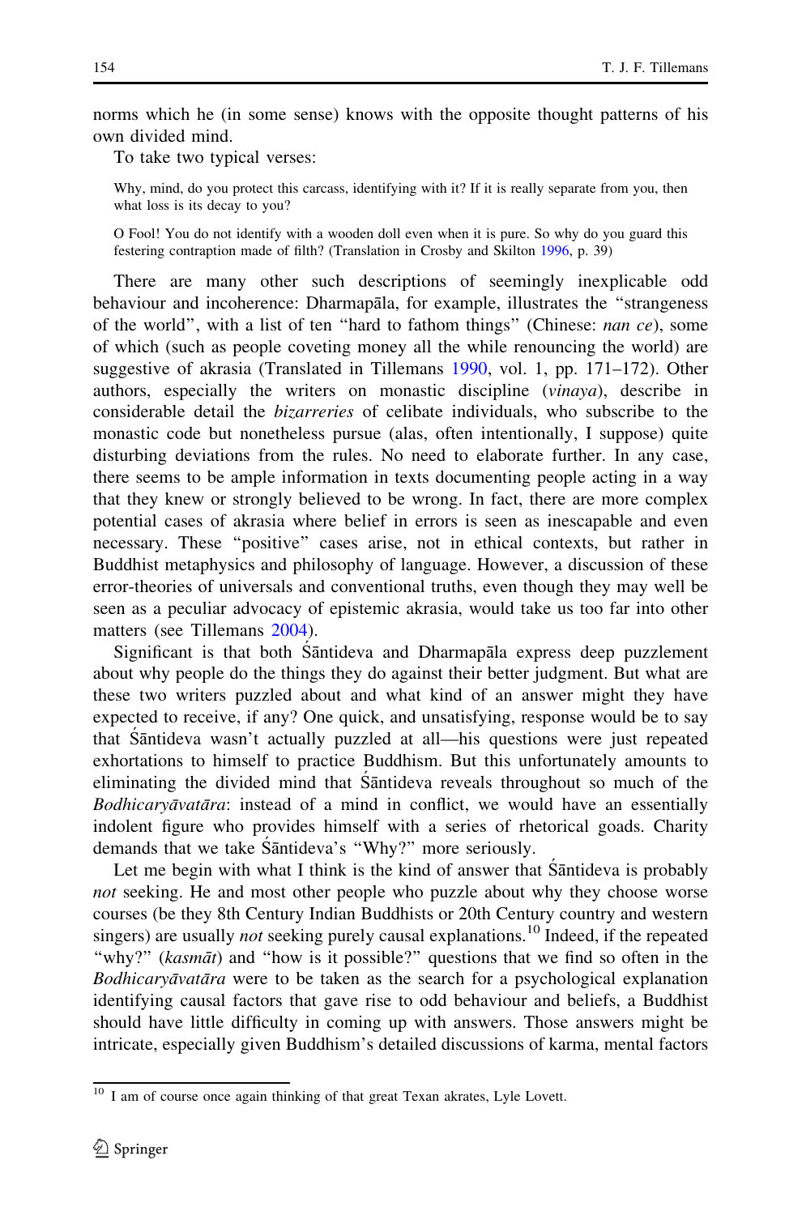norms which he (in some sense) knows with the opposite thought patterns of his own divided mind.

To take two typical verses:

> Why, mind, do you protect this carcass, identifying with it? If it is really separate from you, then what loss is its decay to you?
>
> O Fool! You do not identify with a wooden doll even when it is pure. So why do you guard this festering contraption made of filth? (Translation in Crosby and Skilton 1996, p. 39)

There are many other such descriptions of seemingly inexplicable odd behaviour and incoherence: Dharmapāla, for example, illustrates the "strangeness of the world", with a list of ten "hard to fathom things" (Chinese: *nan ce*), some of which (such as people coveting money all the while renouncing the world) are suggestive of akrasia (Translated in Tillemans 1990, vol. 1, pp. 171–172). Other authors, especially the writers on monastic discipline (*vinaya*), describe in considerable detail the *bizarreries* of celibate individuals, who subscribe to the monastic code but nonetheless pursue (alas, often intentionally, I suppose) quite disturbing deviations from the rules. No need to elaborate further. In any case, there seems to be ample information in texts documenting people acting in a way that they knew or strongly believed to be wrong. In fact, there are more complex potential cases of akrasia where belief in errors is seen as inescapable and even necessary. These "positive" cases arise, not in ethical contexts, but rather in Buddhist metaphysics and philosophy of language. However, a discussion of these error-theories of universals and conventional truths, even though they may well be seen as a peculiar advocacy of epistemic akrasia, would take us too far into other matters (see Tillemans 2004).

Significant is that both Śāntideva and Dharmapāla express deep puzzlement about why people do the things they do against their better judgment. But what are these two writers puzzled about and what kind of an answer might they have expected to receive, if any? One quick, and unsatisfying, response would be to say that Śāntideva wasn't actually puzzled at all—his questions were just repeated exhortations to himself to practice Buddhism. But this unfortunately amounts to eliminating the divided mind that Śāntideva reveals throughout so much of the *Bodhicaryāvatāra*: instead of a mind in conflict, we would have an essentially indolent figure who provides himself with a series of rhetorical goads. Charity demands that we take Śāntideva's "Why?" more seriously.

Let me begin with what I think is the kind of answer that Śāntideva is probably *not* seeking. He and most other people who puzzle about why they choose worse courses (be they 8th Century Indian Buddhists or 20th Century country and western singers) are usually *not* seeking purely causal explanations.[10] Indeed, if the repeated "why?" (*kasmāt*) and "how is it possible?" questions that we find so often in the *Bodhicaryāvatāra* were to be taken as the search for a psychological explanation identifying causal factors that gave rise to odd behaviour and beliefs, a Buddhist should have little difficulty in coming up with answers. Those answers might be intricate, especially given Buddhism's detailed discussions of karma, mental factors

[10] I am of course once again thinking of that great Texan akrates, Lyle Lovett.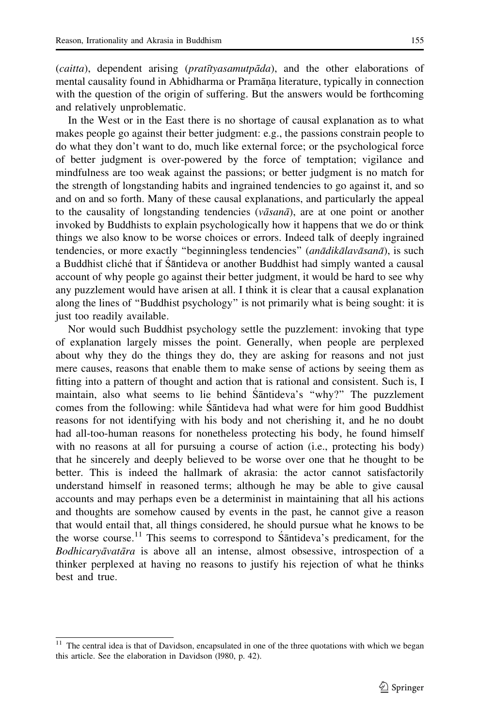(*caitta*), dependent arising (*pratītyasamutpāda*), and the other elaborations of mental causality found in Abhidharma or Pramāṇa literature, typically in connection with the question of the origin of suffering. But the answers would be forthcoming and relatively unproblematic.

In the West or in the East there is no shortage of causal explanation as to what makes people go against their better judgment: e.g., the passions constrain people to do what they don't want to do, much like external force; or the psychological force of better judgment is over-powered by the force of temptation; vigilance and mindfulness are too weak against the passions; or better judgment is no match for the strength of longstanding habits and ingrained tendencies to go against it, and so and on and so forth. Many of these causal explanations, and particularly the appeal to the causality of longstanding tendencies (*vāsanā*), are at one point or another invoked by Buddhists to explain psychologically how it happens that we do or think things we also know to be worse choices or errors. Indeed talk of deeply ingrained tendencies, or more exactly "beginningless tendencies" (*anādikālavāsanā*), is such a Buddhist cliché that if Śāntideva or another Buddhist had simply wanted a causal account of why people go against their better judgment, it would be hard to see why any puzzlement would have arisen at all. I think it is clear that a causal explanation along the lines of "Buddhist psychology" is not primarily what is being sought: it is just too readily available.

Nor would such Buddhist psychology settle the puzzlement: invoking that type of explanation largely misses the point. Generally, when people are perplexed about why they do the things they do, they are asking for reasons and not just mere causes, reasons that enable them to make sense of actions by seeing them as fitting into a pattern of thought and action that is rational and consistent. Such is, I maintain, also what seems to lie behind Śāntideva's "why?" The puzzlement comes from the following: while Śāntideva had what were for him good Buddhist reasons for not identifying with his body and not cherishing it, and he no doubt had all-too-human reasons for nonetheless protecting his body, he found himself with no reasons at all for pursuing a course of action (i.e., protecting his body) that he sincerely and deeply believed to be worse over one that he thought to be better. This is indeed the hallmark of akrasia: the actor cannot satisfactorily understand himself in reasoned terms; although he may be able to give causal accounts and may perhaps even be a determinist in maintaining that all his actions and thoughts are somehow caused by events in the past, he cannot give a reason that would entail that, all things considered, he should pursue what he knows to be the worse course.[11] This seems to correspond to Śāntideva's predicament, for the *Bodhicaryāvatāra* is above all an intense, almost obsessive, introspection of a thinker perplexed at having no reasons to justify his rejection of what he thinks best and true.

---

[11] The central idea is that of Davidson, encapsulated in one of the three quotations with which we began this article. See the elaboration in Davidson (l980, p. 42).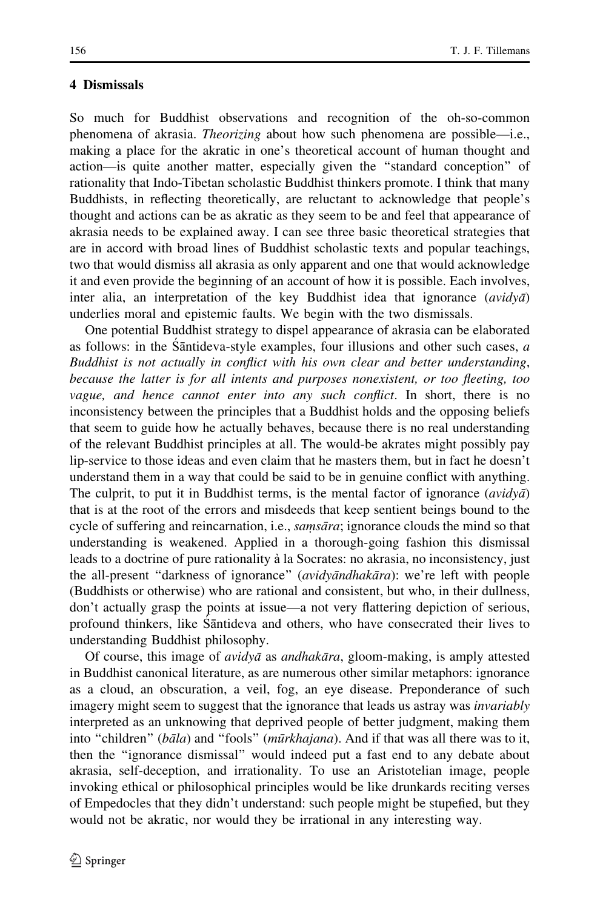## 4 Dismissals

So much for Buddhist observations and recognition of the oh-so-common phenomena of akrasia. *Theorizing* about how such phenomena are possible—i.e., making a place for the akratic in one's theoretical account of human thought and action—is quite another matter, especially given the "standard conception" of rationality that Indo-Tibetan scholastic Buddhist thinkers promote. I think that many Buddhists, in reflecting theoretically, are reluctant to acknowledge that people's thought and actions can be as akratic as they seem to be and feel that appearance of akrasia needs to be explained away. I can see three basic theoretical strategies that are in accord with broad lines of Buddhist scholastic texts and popular teachings, two that would dismiss all akrasia as only apparent and one that would acknowledge it and even provide the beginning of an account of how it is possible. Each involves, inter alia, an interpretation of the key Buddhist idea that ignorance (*avidyā*) underlies moral and epistemic faults. We begin with the two dismissals.

One potential Buddhist strategy to dispel appearance of akrasia can be elaborated as follows: in the Śāntideva-style examples, four illusions and other such cases, *a Buddhist is not actually in conflict with his own clear and better understanding, because the latter is for all intents and purposes nonexistent, or too fleeting, too vague, and hence cannot enter into any such conflict*. In short, there is no inconsistency between the principles that a Buddhist holds and the opposing beliefs that seem to guide how he actually behaves, because there is no real understanding of the relevant Buddhist principles at all. The would-be akrates might possibly pay lip-service to those ideas and even claim that he masters them, but in fact he doesn't understand them in a way that could be said to be in genuine conflict with anything. The culprit, to put it in Buddhist terms, is the mental factor of ignorance (*avidyā*) that is at the root of the errors and misdeeds that keep sentient beings bound to the cycle of suffering and reincarnation, i.e., *saṃsāra*; ignorance clouds the mind so that understanding is weakened. Applied in a thorough-going fashion this dismissal leads to a doctrine of pure rationality à la Socrates: no akrasia, no inconsistency, just the all-present "darkness of ignorance" (*avidyāndhakāra*): we're left with people (Buddhists or otherwise) who are rational and consistent, but who, in their dullness, don't actually grasp the points at issue—a not very flattering depiction of serious, profound thinkers, like Śāntideva and others, who have consecrated their lives to understanding Buddhist philosophy.

Of course, this image of *avidyā* as *andhakāra*, gloom-making, is amply attested in Buddhist canonical literature, as are numerous other similar metaphors: ignorance as a cloud, an obscuration, a veil, fog, an eye disease. Preponderance of such imagery might seem to suggest that the ignorance that leads us astray was *invariably* interpreted as an unknowing that deprived people of better judgment, making them into "children" (*bāla*) and "fools" (*mūrkhajana*). And if that was all there was to it, then the "ignorance dismissal" would indeed put a fast end to any debate about akrasia, self-deception, and irrationality. To use an Aristotelian image, people invoking ethical or philosophical principles would be like drunkards reciting verses of Empedocles that they didn't understand: such people might be stupefied, but they would not be akratic, nor would they be irrational in any interesting way.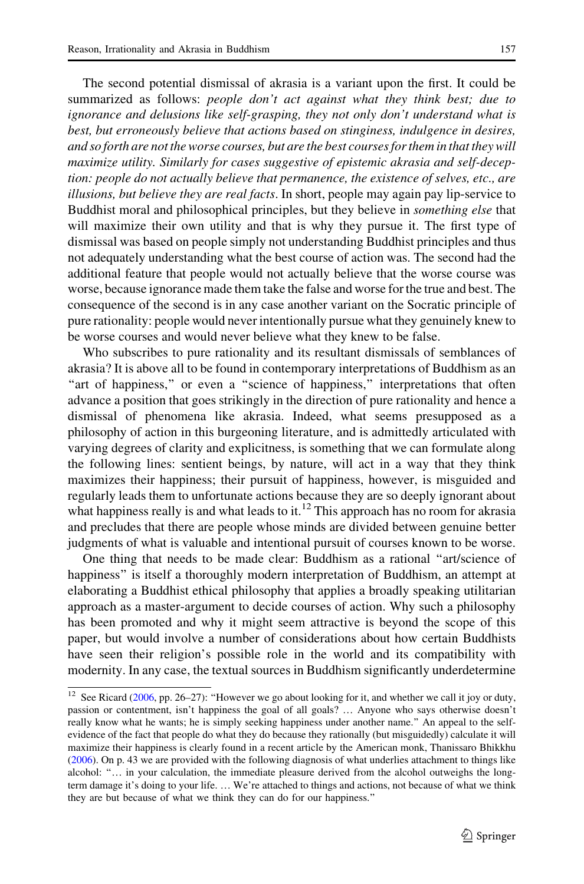The second potential dismissal of akrasia is a variant upon the first. It could be summarized as follows: *people don't act against what they think best; due to ignorance and delusions like self-grasping, they not only don't understand what is best, but erroneously believe that actions based on stinginess, indulgence in desires, and so forth are not the worse courses, but are the best courses for them in that they will maximize utility. Similarly for cases suggestive of epistemic akrasia and self-deception: people do not actually believe that permanence, the existence of selves, etc., are illusions, but believe they are real facts*. In short, people may again pay lip-service to Buddhist moral and philosophical principles, but they believe in *something else* that will maximize their own utility and that is why they pursue it. The first type of dismissal was based on people simply not understanding Buddhist principles and thus not adequately understanding what the best course of action was. The second had the additional feature that people would not actually believe that the worse course was worse, because ignorance made them take the false and worse for the true and best. The consequence of the second is in any case another variant on the Socratic principle of pure rationality: people would never intentionally pursue what they genuinely knew to be worse courses and would never believe what they knew to be false.

Who subscribes to pure rationality and its resultant dismissals of semblances of akrasia? It is above all to be found in contemporary interpretations of Buddhism as an "art of happiness," or even a "science of happiness," interpretations that often advance a position that goes strikingly in the direction of pure rationality and hence a dismissal of phenomena like akrasia. Indeed, what seems presupposed as a philosophy of action in this burgeoning literature, and is admittedly articulated with varying degrees of clarity and explicitness, is something that we can formulate along the following lines: sentient beings, by nature, will act in a way that they think maximizes their happiness; their pursuit of happiness, however, is misguided and regularly leads them to unfortunate actions because they are so deeply ignorant about what happiness really is and what leads to it.[12] This approach has no room for akrasia and precludes that there are people whose minds are divided between genuine better judgments of what is valuable and intentional pursuit of courses known to be worse.

One thing that needs to be made clear: Buddhism as a rational "art/science of happiness" is itself a thoroughly modern interpretation of Buddhism, an attempt at elaborating a Buddhist ethical philosophy that applies a broadly speaking utilitarian approach as a master-argument to decide courses of action. Why such a philosophy has been promoted and why it might seem attractive is beyond the scope of this paper, but would involve a number of considerations about how certain Buddhists have seen their religion's possible role in the world and its compatibility with modernity. In any case, the textual sources in Buddhism significantly underdetermine

---

[12] See Ricard (2006, pp. 26–27): "However we go about looking for it, and whether we call it joy or duty, passion or contentment, isn't happiness the goal of all goals? … Anyone who says otherwise doesn't really know what he wants; he is simply seeking happiness under another name." An appeal to the self-evidence of the fact that people do what they do because they rationally (but misguidedly) calculate it will maximize their happiness is clearly found in a recent article by the American monk, Thanissaro Bhikkhu (2006). On p. 43 we are provided with the following diagnosis of what underlies attachment to things like alcohol: "… in your calculation, the immediate pleasure derived from the alcohol outweighs the long-term damage it's doing to your life. … We're attached to things and actions, not because of what we think they are but because of what we think they can do for our happiness."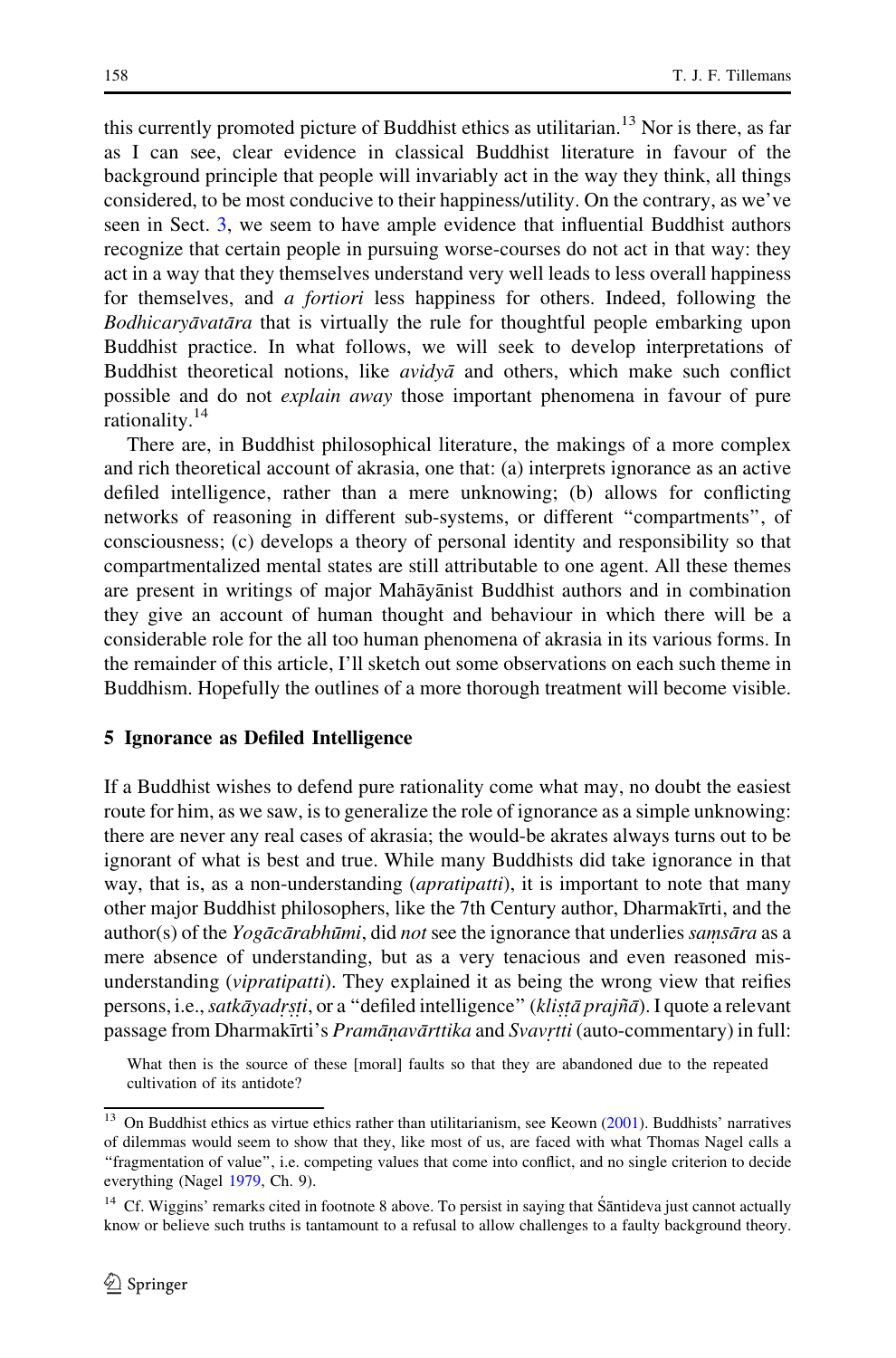this currently promoted picture of Buddhist ethics as utilitarian.[13] Nor is there, as far as I can see, clear evidence in classical Buddhist literature in favour of the background principle that people will invariably act in the way they think, all things considered, to be most conducive to their happiness/utility. On the contrary, as we've seen in Sect. 3, we seem to have ample evidence that influential Buddhist authors recognize that certain people in pursuing worse-courses do not act in that way: they act in a way that they themselves understand very well leads to less overall happiness for themselves, and *a fortiori* less happiness for others. Indeed, following the *Bodhicaryāvatāra* that is virtually the rule for thoughtful people embarking upon Buddhist practice. In what follows, we will seek to develop interpretations of Buddhist theoretical notions, like *avidyā* and others, which make such conflict possible and do not *explain away* those important phenomena in favour of pure rationality.[14]

There are, in Buddhist philosophical literature, the makings of a more complex and rich theoretical account of akrasia, one that: (a) interprets ignorance as an active defiled intelligence, rather than a mere unknowing; (b) allows for conflicting networks of reasoning in different sub-systems, or different "compartments", of consciousness; (c) develops a theory of personal identity and responsibility so that compartmentalized mental states are still attributable to one agent. All these themes are present in writings of major Mahāyānist Buddhist authors and in combination they give an account of human thought and behaviour in which there will be a considerable role for the all too human phenomena of akrasia in its various forms. In the remainder of this article, I'll sketch out some observations on each such theme in Buddhism. Hopefully the outlines of a more thorough treatment will become visible.

## 5 Ignorance as Defiled Intelligence

If a Buddhist wishes to defend pure rationality come what may, no doubt the easiest route for him, as we saw, is to generalize the role of ignorance as a simple unknowing: there are never any real cases of akrasia; the would-be akrates always turns out to be ignorant of what is best and true. While many Buddhists did take ignorance in that way, that is, as a non-understanding (*apratipatti*), it is important to note that many other major Buddhist philosophers, like the 7th Century author, Dharmakīrti, and the author(s) of the *Yogācārabhūmi*, did *not* see the ignorance that underlies *saṃsāra* as a mere absence of understanding, but as a very tenacious and even reasoned misunderstanding (*vipratipatti*). They explained it as being the wrong view that reifies persons, i.e., *satkāyadṛṣṭi*, or a "defiled intelligence" (*kliṣṭā prajñā*). I quote a relevant passage from Dharmakīrti's *Pramāṇavārttika* and *Svavṛtti* (auto-commentary) in full:

> What then is the source of these [moral] faults so that they are abandoned due to the repeated cultivation of its antidote?

---

[13] On Buddhist ethics as virtue ethics rather than utilitarianism, see Keown (2001). Buddhists' narratives of dilemmas would seem to show that they, like most of us, are faced with what Thomas Nagel calls a "fragmentation of value", i.e. competing values that come into conflict, and no single criterion to decide everything (Nagel 1979, Ch. 9).

[14] Cf. Wiggins' remarks cited in footnote 8 above. To persist in saying that Śāntideva just cannot actually know or believe such truths is tantamount to a refusal to allow challenges to a faulty background theory.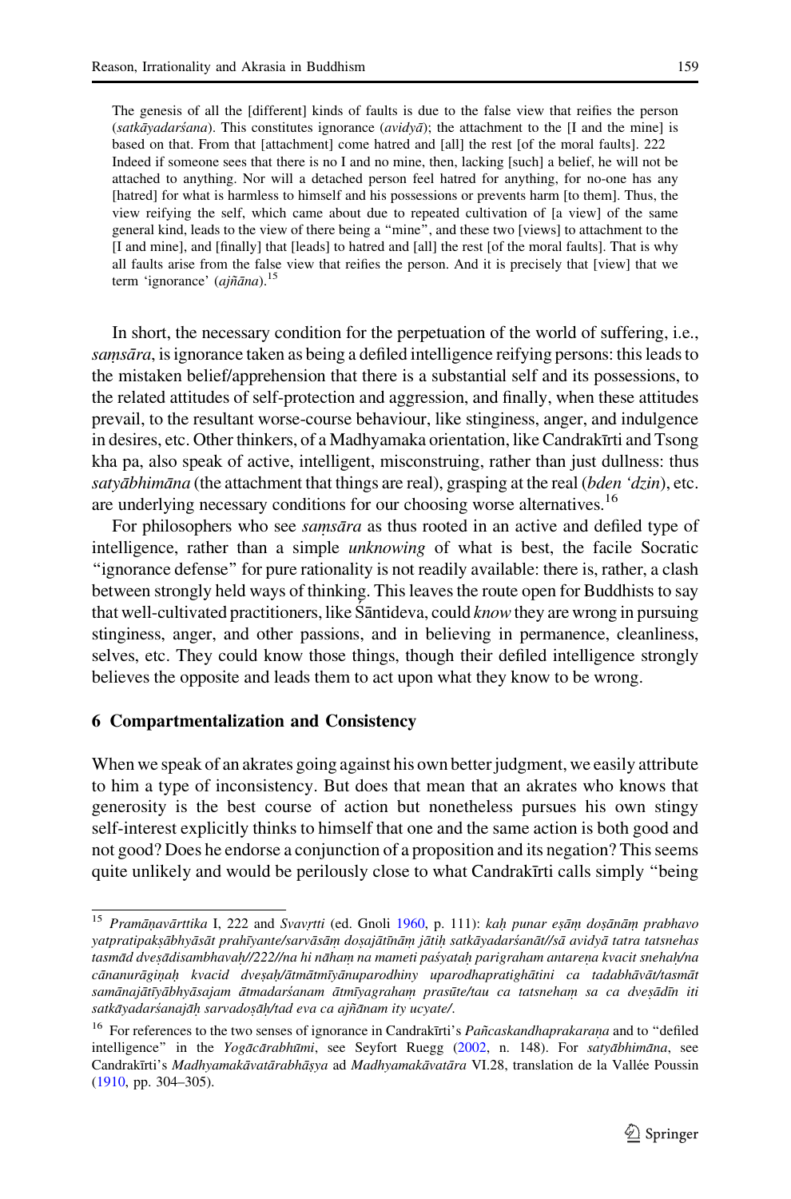> The genesis of all the [different] kinds of faults is due to the false view that reifies the person (*satkāyadarśana*). This constitutes ignorance (*avidyā*); the attachment to the [I and the mine] is based on that. From that [attachment] come hatred and [all] the rest [of the moral faults]. 222 Indeed if someone sees that there is no I and no mine, then, lacking [such] a belief, he will not be attached to anything. Nor will a detached person feel hatred for anything, for no-one has any [hatred] for what is harmless to himself and his possessions or prevents harm [to them]. Thus, the view reifying the self, which came about due to repeated cultivation of [a view] of the same general kind, leads to the view of there being a "mine", and these two [views] to attachment to the [I and mine], and [finally] that [leads] to hatred and [all] the rest [of the moral faults]. That is why all faults arise from the false view that reifies the person. And it is precisely that [view] that we term 'ignorance' (*ajñāna*).[15]

In short, the necessary condition for the perpetuation of the world of suffering, i.e., *saṃsāra*, is ignorance taken as being a defiled intelligence reifying persons: this leads to the mistaken belief/apprehension that there is a substantial self and its possessions, to the related attitudes of self-protection and aggression, and finally, when these attitudes prevail, to the resultant worse-course behaviour, like stinginess, anger, and indulgence in desires, etc. Other thinkers, of a Madhyamaka orientation, like Candrakīrti and Tsong kha pa, also speak of active, intelligent, misconstruing, rather than just dullness: thus *satyābhimāna* (the attachment that things are real), grasping at the real (*bden 'dzin*), etc. are underlying necessary conditions for our choosing worse alternatives.[16]

For philosophers who see *saṃsāra* as thus rooted in an active and defiled type of intelligence, rather than a simple *unknowing* of what is best, the facile Socratic "ignorance defense" for pure rationality is not readily available: there is, rather, a clash between strongly held ways of thinking. This leaves the route open for Buddhists to say that well-cultivated practitioners, like Śāntideva, could *know* they are wrong in pursuing stinginess, anger, and other passions, and in believing in permanence, cleanliness, selves, etc. They could know those things, though their defiled intelligence strongly believes the opposite and leads them to act upon what they know to be wrong.

## 6 Compartmentalization and Consistency

When we speak of an akrates going against his own better judgment, we easily attribute to him a type of inconsistency. But does that mean that an akrates who knows that generosity is the best course of action but nonetheless pursues his own stingy self-interest explicitly thinks to himself that one and the same action is both good and not good? Does he endorse a conjunction of a proposition and its negation? This seems quite unlikely and would be perilously close to what Candrakīrti calls simply "being

---

[15] *Pramāṇavārttika* I, 222 and *Svavṛtti* (ed. Gnoli 1960, p. 111): *kaḥ punar eṣāṃ doṣānāṃ prabhavo yatpratipakṣābhyāsāt prahīyante/sarvāsāṃ doṣajātīnāṃ jātiḥ satkāyadarśanāt//sā avidyā tatra tatsnehas tasmād dveṣādisambhavaḥ//222//na hi nāhaṃ na mameti paśyataḥ parigraham antareṇa kvacit snehaḥ/na cānanurāgiṇaḥ kvacid dveṣaḥ/ātmātmīyānuparodhiny uparodhapratighātini ca tadabhāvāt/tasmāt samānajātīyābhyāsajam ātmadarśanam ātmīyagrahaṃ prasūte/tau ca tatsnehaṃ sa ca dveṣādīn iti satkāyadarśanajāḥ sarvadoṣāḥ/tad eva ca ajñānam ity ucyate/*.

[16] For references to the two senses of ignorance in Candrakīrti's *Pañcaskandhaprakaraṇa* and to "defiled intelligence" in the *Yogācārabhūmi*, see Seyfort Ruegg (2002, n. 148). For *satyābhimāna*, see Candrakīrti's *Madhyamakāvatārabhāṣya* ad *Madhyamakāvatāra* VI.28, translation de la Vallée Poussin (1910, pp. 304–305).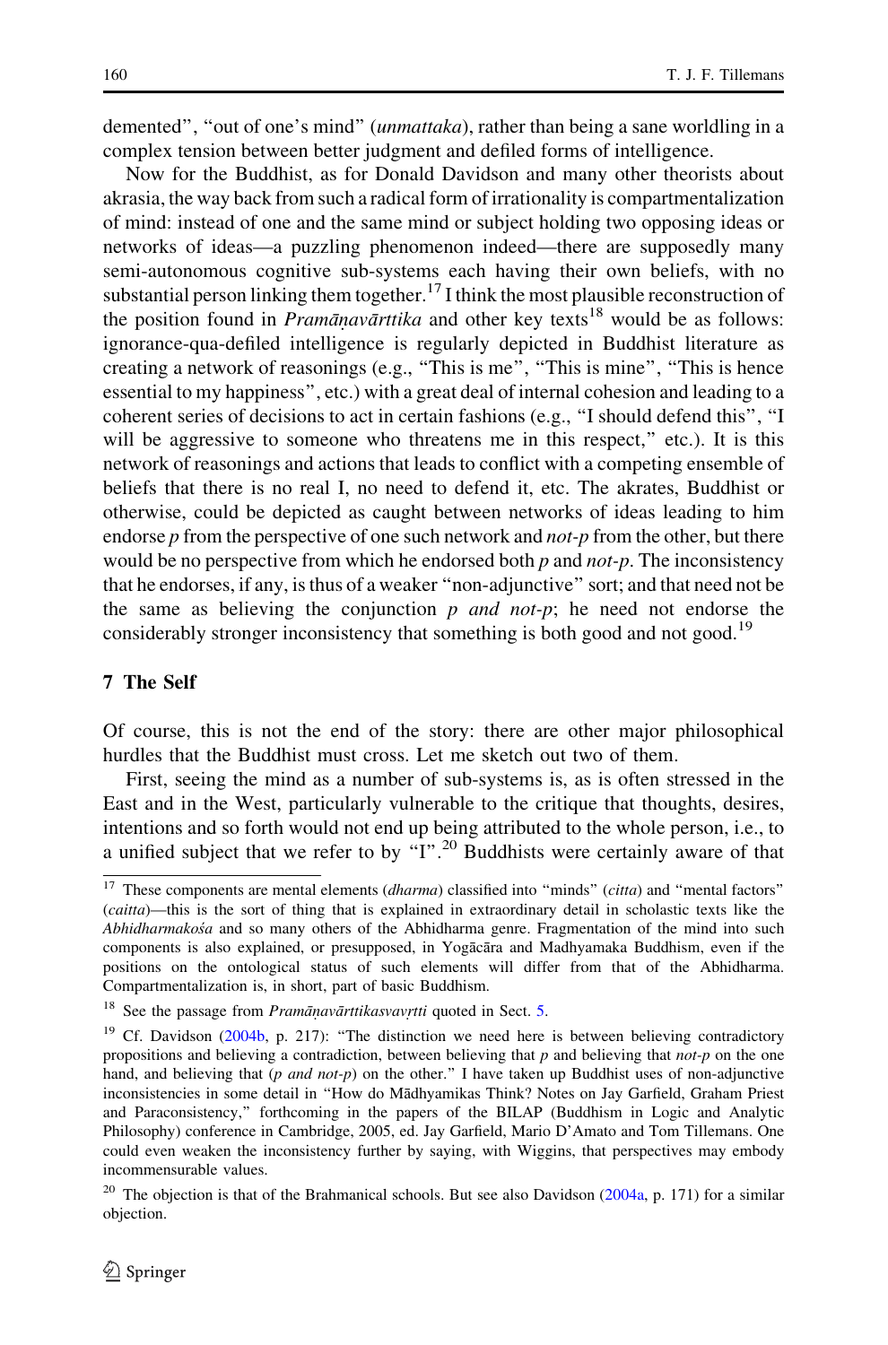demented", "out of one's mind" (*unmattaka*), rather than being a sane worldling in a complex tension between better judgment and defiled forms of intelligence.

Now for the Buddhist, as for Donald Davidson and many other theorists about akrasia, the way back from such a radical form of irrationality is compartmentalization of mind: instead of one and the same mind or subject holding two opposing ideas or networks of ideas—a puzzling phenomenon indeed—there are supposedly many semi-autonomous cognitive sub-systems each having their own beliefs, with no substantial person linking them together.[17] I think the most plausible reconstruction of the position found in *Pramāṇavārttika* and other key texts[18] would be as follows: ignorance-qua-defiled intelligence is regularly depicted in Buddhist literature as creating a network of reasonings (e.g., "This is me", "This is mine", "This is hence essential to my happiness", etc.) with a great deal of internal cohesion and leading to a coherent series of decisions to act in certain fashions (e.g., "I should defend this", "I will be aggressive to someone who threatens me in this respect," etc.). It is this network of reasonings and actions that leads to conflict with a competing ensemble of beliefs that there is no real I, no need to defend it, etc. The akrates, Buddhist or otherwise, could be depicted as caught between networks of ideas leading to him endorse *p* from the perspective of one such network and *not-p* from the other, but there would be no perspective from which he endorsed both *p* and *not-p*. The inconsistency that he endorses, if any, is thus of a weaker "non-adjunctive" sort; and that need not be the same as believing the conjunction *p and not-p*; he need not endorse the considerably stronger inconsistency that something is both good and not good.[19]

## 7 The Self

Of course, this is not the end of the story: there are other major philosophical hurdles that the Buddhist must cross. Let me sketch out two of them.

First, seeing the mind as a number of sub-systems is, as is often stressed in the East and in the West, particularly vulnerable to the critique that thoughts, desires, intentions and so forth would not end up being attributed to the whole person, i.e., to a unified subject that we refer to by "I".[20] Buddhists were certainly aware of that

---

[17] These components are mental elements (*dharma*) classified into "minds" (*citta*) and "mental factors" (*caitta*)—this is the sort of thing that is explained in extraordinary detail in scholastic texts like the *Abhidharmakośa* and so many others of the Abhidharma genre. Fragmentation of the mind into such components is also explained, or presupposed, in Yogācāra and Madhyamaka Buddhism, even if the positions on the ontological status of such elements will differ from that of the Abhidharma. Compartmentalization is, in short, part of basic Buddhism.

[18] See the passage from *Pramāṇavārttikasvavṛtti* quoted in Sect. 5.

[19] Cf. Davidson (2004b, p. 217): "The distinction we need here is between believing contradictory propositions and believing a contradiction, between believing that *p* and believing that *not-p* on the one hand, and believing that (*p and not-p*) on the other." I have taken up Buddhist uses of non-adjunctive inconsistencies in some detail in "How do Mādhyamikas Think? Notes on Jay Garfield, Graham Priest and Paraconsistency," forthcoming in the papers of the BILAP (Buddhism in Logic and Analytic Philosophy) conference in Cambridge, 2005, ed. Jay Garfield, Mario D'Amato and Tom Tillemans. One could even weaken the inconsistency further by saying, with Wiggins, that perspectives may embody incommensurable values.

[20] The objection is that of the Brahmanical schools. But see also Davidson (2004a, p. 171) for a similar objection.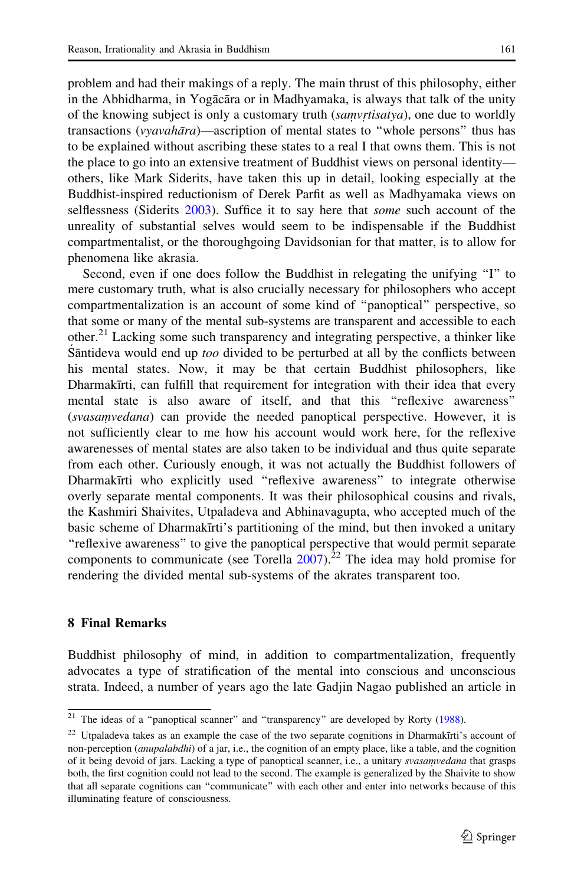problem and had their makings of a reply. The main thrust of this philosophy, either in the Abhidharma, in Yogācāra or in Madhyamaka, is always that talk of the unity of the knowing subject is only a customary truth (*saṃvṛtisatya*), one due to worldly transactions (*vyavahāra*)—ascription of mental states to "whole persons" thus has to be explained without ascribing these states to a real I that owns them. This is not the place to go into an extensive treatment of Buddhist views on personal identity—others, like Mark Siderits, have taken this up in detail, looking especially at the Buddhist-inspired reductionism of Derek Parfit as well as Madhyamaka views on selflessness (Siderits 2003). Suffice it to say here that *some* such account of the unreality of substantial selves would seem to be indispensable if the Buddhist compartmentalist, or the thoroughgoing Davidsonian for that matter, is to allow for phenomena like akrasia.

Second, even if one does follow the Buddhist in relegating the unifying "I" to mere customary truth, what is also crucially necessary for philosophers who accept compartmentalization is an account of some kind of "panoptical" perspective, so that some or many of the mental sub-systems are transparent and accessible to each other.[21] Lacking some such transparency and integrating perspective, a thinker like Śāntideva would end up *too* divided to be perturbed at all by the conflicts between his mental states. Now, it may be that certain Buddhist philosophers, like Dharmakīrti, can fulfill that requirement for integration with their idea that every mental state is also aware of itself, and that this "reflexive awareness" (*svasaṃvedana*) can provide the needed panoptical perspective. However, it is not sufficiently clear to me how his account would work here, for the reflexive awarenesses of mental states are also taken to be individual and thus quite separate from each other. Curiously enough, it was not actually the Buddhist followers of Dharmakīrti who explicitly used "reflexive awareness" to integrate otherwise overly separate mental components. It was their philosophical cousins and rivals, the Kashmiri Shaivites, Utpaladeva and Abhinavagupta, who accepted much of the basic scheme of Dharmakīrti's partitioning of the mind, but then invoked a unitary "reflexive awareness" to give the panoptical perspective that would permit separate components to communicate (see Torella 2007).[22] The idea may hold promise for rendering the divided mental sub-systems of the akrates transparent too.

## 8 Final Remarks

Buddhist philosophy of mind, in addition to compartmentalization, frequently advocates a type of stratification of the mental into conscious and unconscious strata. Indeed, a number of years ago the late Gadjin Nagao published an article in

---

[21] The ideas of a "panoptical scanner" and "transparency" are developed by Rorty (1988).

[22] Utpaladeva takes as an example the case of the two separate cognitions in Dharmakīrti's account of non-perception (*anupalabdhi*) of a jar, i.e., the cognition of an empty place, like a table, and the cognition of it being devoid of jars. Lacking a type of panoptical scanner, i.e., a unitary *svasaṃvedana* that grasps both, the first cognition could not lead to the second. The example is generalized by the Shaivite to show that all separate cognitions can "communicate" with each other and enter into networks because of this illuminating feature of consciousness.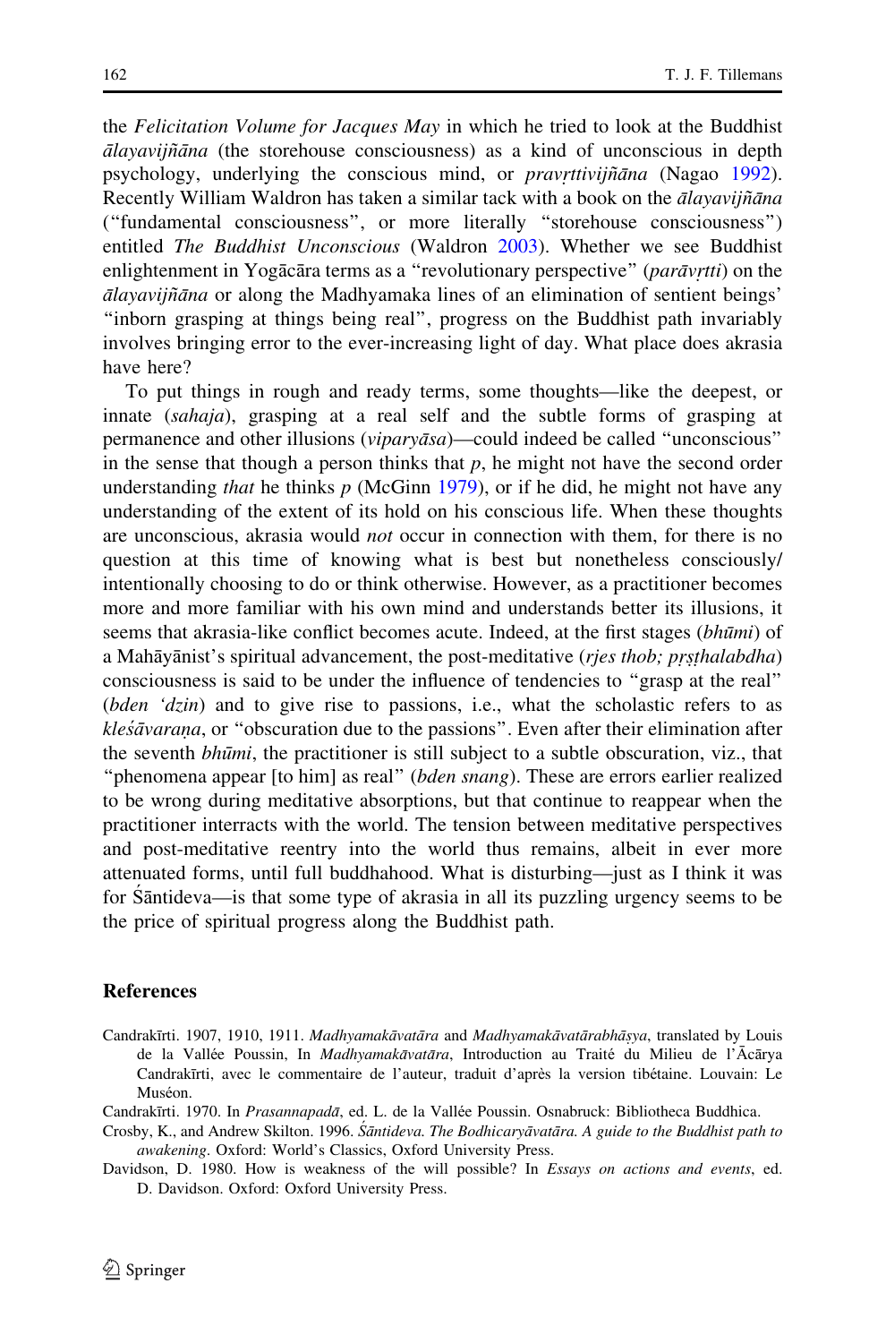the *Felicitation Volume for Jacques May* in which he tried to look at the Buddhist *ālayavijñāna* (the storehouse consciousness) as a kind of unconscious in depth psychology, underlying the conscious mind, or *pravṛttivijñāna* (Nagao 1992). Recently William Waldron has taken a similar tack with a book on the *ālayavijñāna* ("fundamental consciousness", or more literally "storehouse consciousness") entitled *The Buddhist Unconscious* (Waldron 2003). Whether we see Buddhist enlightenment in Yogācāra terms as a "revolutionary perspective" (*parāvṛtti*) on the *ālayavijñāna* or along the Madhyamaka lines of an elimination of sentient beings' "inborn grasping at things being real", progress on the Buddhist path invariably involves bringing error to the ever-increasing light of day. What place does akrasia have here?

To put things in rough and ready terms, some thoughts—like the deepest, or innate (*sahaja*), grasping at a real self and the subtle forms of grasping at permanence and other illusions (*viparyāsa*)—could indeed be called "unconscious" in the sense that though a person thinks that *p*, he might not have the second order understanding *that* he thinks *p* (McGinn 1979), or if he did, he might not have any understanding of the extent of its hold on his conscious life. When these thoughts are unconscious, akrasia would *not* occur in connection with them, for there is no question at this time of knowing what is best but nonetheless consciously/intentionally choosing to do or think otherwise. However, as a practitioner becomes more and more familiar with his own mind and understands better its illusions, it seems that akrasia-like conflict becomes acute. Indeed, at the first stages (*bhūmi*) of a Mahāyānist's spiritual advancement, the post-meditative (*rjes thob; pṛṣṭhalabdha*) consciousness is said to be under the influence of tendencies to "grasp at the real" (*bden 'dzin*) and to give rise to passions, i.e., what the scholastic refers to as *kleśāvaraṇa*, or "obscuration due to the passions". Even after their elimination after the seventh *bhūmi*, the practitioner is still subject to a subtle obscuration, viz., that "phenomena appear [to him] as real" (*bden snang*). These are errors earlier realized to be wrong during meditative absorptions, but that continue to reappear when the practitioner interracts with the world. The tension between meditative perspectives and post-meditative reentry into the world thus remains, albeit in ever more attenuated forms, until full buddhahood. What is disturbing—just as I think it was for Śāntideva—is that some type of akrasia in all its puzzling urgency seems to be the price of spiritual progress along the Buddhist path.

## References

Candrakīrti. 1907, 1910, 1911. *Madhyamakāvatāra* and *Madhyamakāvatārabhāṣya*, translated by Louis de la Vallée Poussin, In *Madhyamakāvatāra*, Introduction au Traité du Milieu de l'Ācārya Candrakīrti, avec le commentaire de l'auteur, traduit d'après la version tibétaine. Louvain: Le Muséon.

Candrakīrti. 1970. In *Prasannapadā*, ed. L. de la Vallée Poussin. Osnabruck: Bibliotheca Buddhica.

Crosby, K., and Andrew Skilton. 1996. *Śāntideva. The Bodhicaryāvatāra. A guide to the Buddhist path to awakening*. Oxford: World's Classics, Oxford University Press.

Davidson, D. 1980. How is weakness of the will possible? In *Essays on actions and events*, ed. D. Davidson. Oxford: Oxford University Press.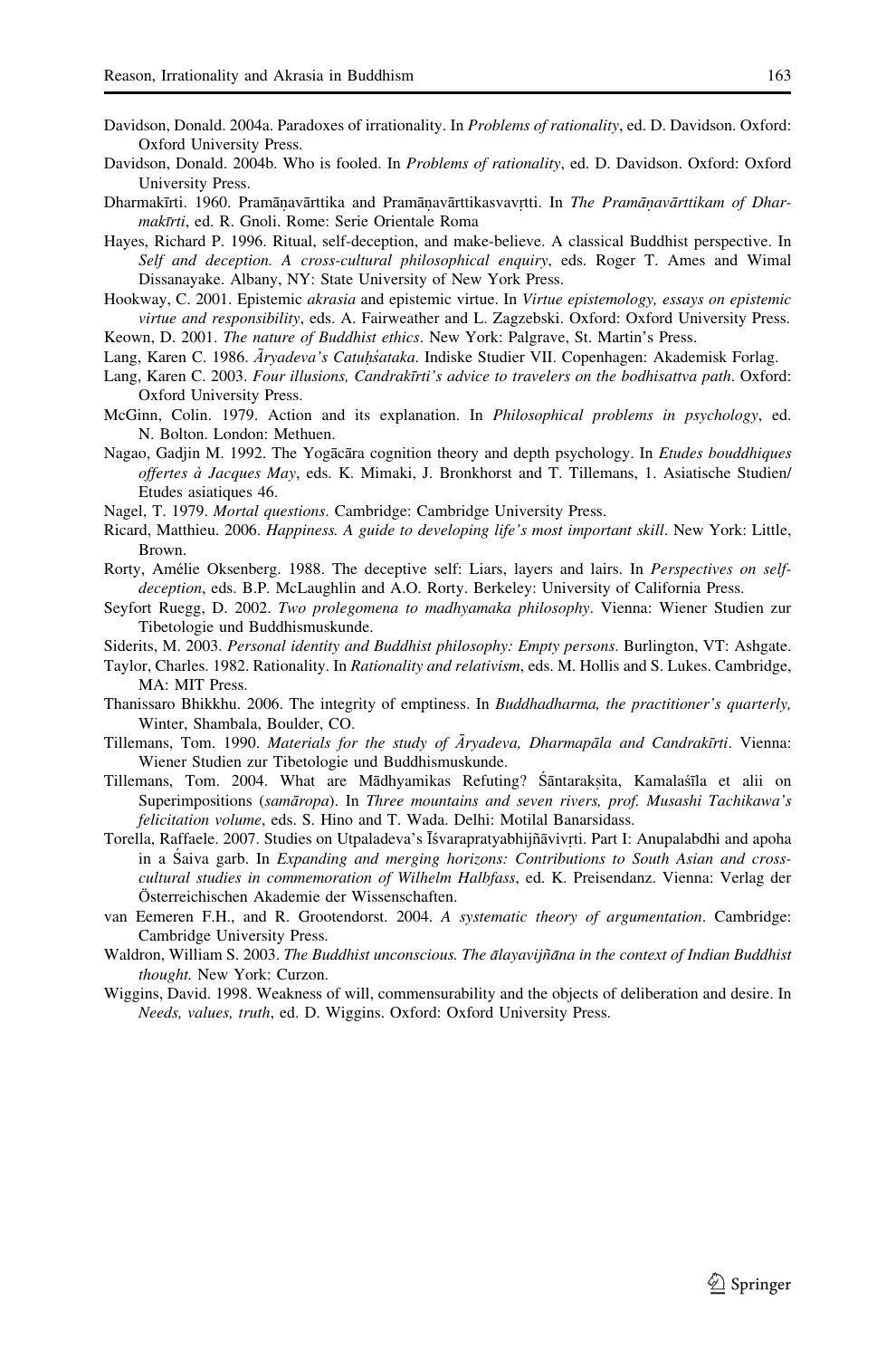Davidson, Donald. 2004a. Paradoxes of irrationality. In *Problems of rationality*, ed. D. Davidson. Oxford: Oxford University Press.

Davidson, Donald. 2004b. Who is fooled. In *Problems of rationality*, ed. D. Davidson. Oxford: Oxford University Press.

Dharmakīrti. 1960. Pramāṇavārttika and Pramāṇavārttikasvavṛtti. In *The Pramāṇavārttikam of Dharmakīrti*, ed. R. Gnoli. Rome: Serie Orientale Roma

Hayes, Richard P. 1996. Ritual, self-deception, and make-believe. A classical Buddhist perspective. In *Self and deception. A cross-cultural philosophical enquiry*, eds. Roger T. Ames and Wimal Dissanayake. Albany, NY: State University of New York Press.

Hookway, C. 2001. Epistemic *akrasia* and epistemic virtue. In *Virtue epistemology, essays on epistemic virtue and responsibility*, eds. A. Fairweather and L. Zagzebski. Oxford: Oxford University Press.

Keown, D. 2001. *The nature of Buddhist ethics*. New York: Palgrave, St. Martin's Press.

Lang, Karen C. 1986. *Āryadeva's Catuḥśataka*. Indiske Studier VII. Copenhagen: Akademisk Forlag.

Lang, Karen C. 2003. *Four illusions, Candrakīrti's advice to travelers on the bodhisattva path*. Oxford: Oxford University Press.

McGinn, Colin. 1979. Action and its explanation. In *Philosophical problems in psychology*, ed. N. Bolton. London: Methuen.

Nagao, Gadjin M. 1992. The Yogācāra cognition theory and depth psychology. In *Etudes bouddhiques offertes à Jacques May*, eds. K. Mimaki, J. Bronkhorst and T. Tillemans, 1. Asiatische Studien/ Etudes asiatiques 46.

Nagel, T. 1979. *Mortal questions*. Cambridge: Cambridge University Press.

Ricard, Matthieu. 2006. *Happiness. A guide to developing life's most important skill*. New York: Little, Brown.

Rorty, Amélie Oksenberg. 1988. The deceptive self: Liars, layers and lairs. In *Perspectives on self-deception*, eds. B.P. McLaughlin and A.O. Rorty. Berkeley: University of California Press.

Seyfort Ruegg, D. 2002. *Two prolegomena to madhyamaka philosophy*. Vienna: Wiener Studien zur Tibetologie und Buddhismuskunde.

Siderits, M. 2003. *Personal identity and Buddhist philosophy: Empty persons*. Burlington, VT: Ashgate.

Taylor, Charles. 1982. Rationality. In *Rationality and relativism*, eds. M. Hollis and S. Lukes. Cambridge, MA: MIT Press.

Thanissaro Bhikkhu. 2006. The integrity of emptiness. In *Buddhadharma, the practitioner's quarterly,* Winter, Shambala, Boulder, CO.

Tillemans, Tom. 1990. *Materials for the study of Āryadeva, Dharmapāla and Candrakīrti*. Vienna: Wiener Studien zur Tibetologie und Buddhismuskunde.

Tillemans, Tom. 2004. What are Mādhyamikas Refuting? Śāntarakṣita, Kamalaśīla et alii on Superimpositions (*samāropa*). In *Three mountains and seven rivers, prof. Musashi Tachikawa's felicitation volume*, eds. S. Hino and T. Wada. Delhi: Motilal Banarsidass.

Torella, Raffaele. 2007. Studies on Utpaladeva's Īśvarapratyabhijñāvivṛti. Part I: Anupalabdhi and apoha in a Śaiva garb. In *Expanding and merging horizons: Contributions to South Asian and cross-cultural studies in commemoration of Wilhelm Halbfass*, ed. K. Preisendanz. Vienna: Verlag der Österreichischen Akademie der Wissenschaften.

van Eemeren F.H., and R. Grootendorst. 2004. *A systematic theory of argumentation*. Cambridge: Cambridge University Press.

Waldron, William S. 2003. *The Buddhist unconscious. The ālayavijñāna in the context of Indian Buddhist thought.* New York: Curzon.

Wiggins, David. 1998. Weakness of will, commensurability and the objects of deliberation and desire. In *Needs, values, truth*, ed. D. Wiggins. Oxford: Oxford University Press.